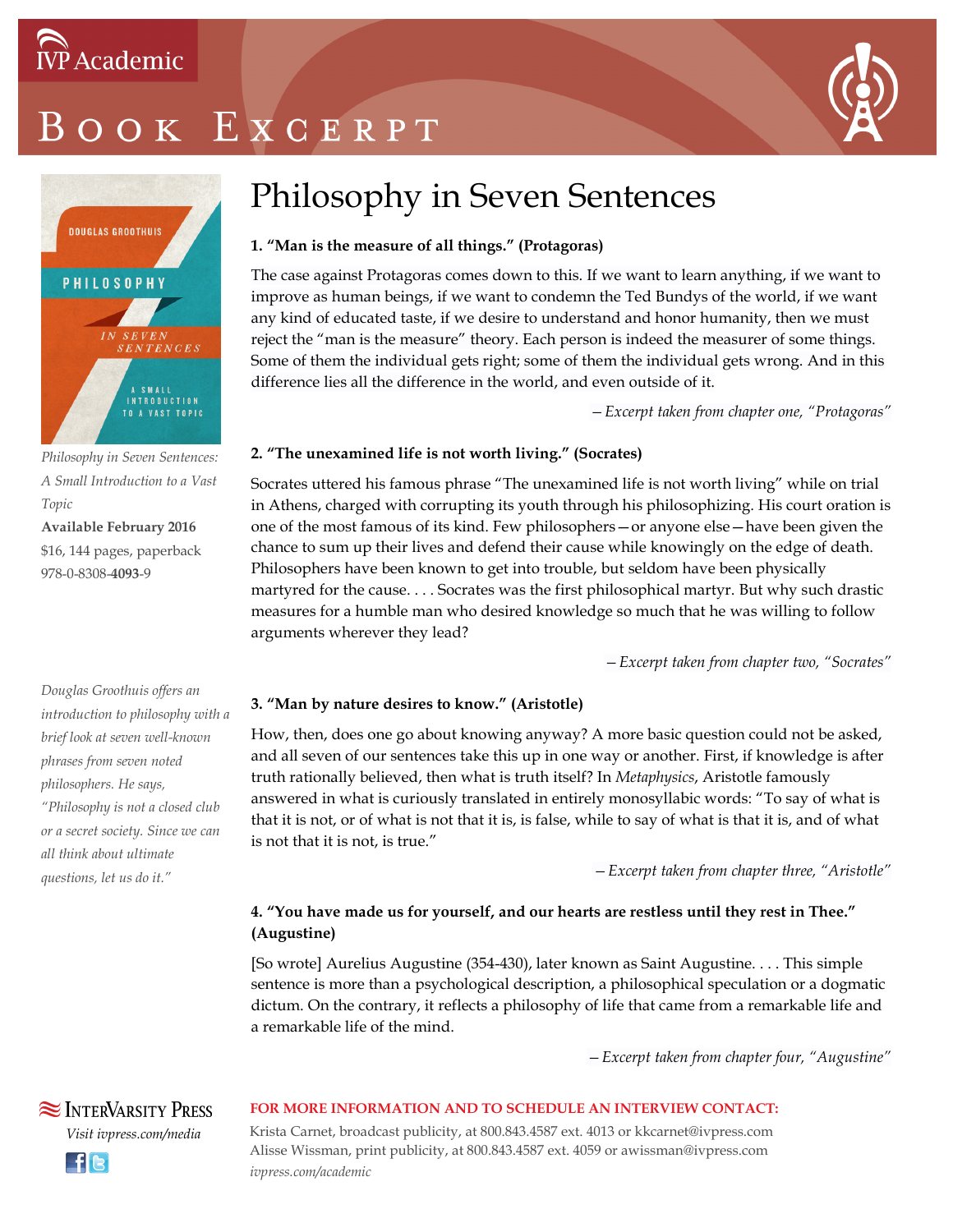IVP Academic

# Book Excerpt

*Philosophy in Seven Sentences: A Small Introduction to a Vast Topic*

**Available February 2016**

$16, 144 pages, paperback

978-0-8308-**4093**-9

*Douglas Groothuis offers an introduction to philosophy with a brief look at seven well-known phrases from seven noted philosophers. He says, "Philosophy is not a closed club or a secret society. Since we can all think about ultimate questions, let us do it."*

# Philosophy in Seven Sentences

**1. "Man is the measure of all things." (Protagoras)**

The case against Protagoras comes down to this. If we want to learn anything, if we want to improve as human beings, if we want to condemn the Ted Bundys of the world, if we want any kind of educated taste, if we desire to understand and honor humanity, then we must reject the "man is the measure" theory. Each person is indeed the measurer of some things. Some of them the individual gets right; some of them the individual gets wrong. And in this difference lies all the difference in the world, and even outside of it.

*—Excerpt taken from chapter one, "Protagoras"*

**2. "The unexamined life is not worth living." (Socrates)**

Socrates uttered his famous phrase "The unexamined life is not worth living" while on trial in Athens, charged with corrupting its youth through his philosophizing. His court oration is one of the most famous of its kind. Few philosophers—or anyone else—have been given the chance to sum up their lives and defend their cause while knowingly on the edge of death. Philosophers have been known to get into trouble, but seldom have been physically martyred for the cause. . . . Socrates was the first philosophical martyr. But why such drastic measures for a humble man who desired knowledge so much that he was willing to follow arguments wherever they lead?

*—Excerpt taken from chapter two, "Socrates"*

**3. "Man by nature desires to know." (Aristotle)**

How, then, does one go about knowing anyway? A more basic question could not be asked, and all seven of our sentences take this up in one way or another. First, if knowledge is after truth rationally believed, then what is truth itself? In *Metaphysics*, Aristotle famously answered in what is curiously translated in entirely monosyllabic words: "To say of what is that it is not, or of what is not that it is, is false, while to say of what is that it is, and of what is not that it is not, is true."

*—Excerpt taken from chapter three, "Aristotle"*

**4. "You have made us for yourself, and our hearts are restless until they rest in Thee." (Augustine)**

[So wrote] Aurelius Augustine (354-430), later known as Saint Augustine. . . . This simple sentence is more than a psychological description, a philosophical speculation or a dogmatic dictum. On the contrary, it reflects a philosophy of life that came from a remarkable life and a remarkable life of the mind.

*—Excerpt taken from chapter four, "Augustine"*

InterVarsity Press

*Visit ivpress.com/media*

**FOR MORE INFORMATION AND TO SCHEDULE AN INTERVIEW CONTACT:**

Krista Carnet, broadcast publicity, at 800.843.4587 ext. 4013 or kkcarnet@ivpress.com
Alisse Wissman, print publicity, at 800.843.4587 ext. 4059 or awissman@ivpress.com
*ivpress.com/academic*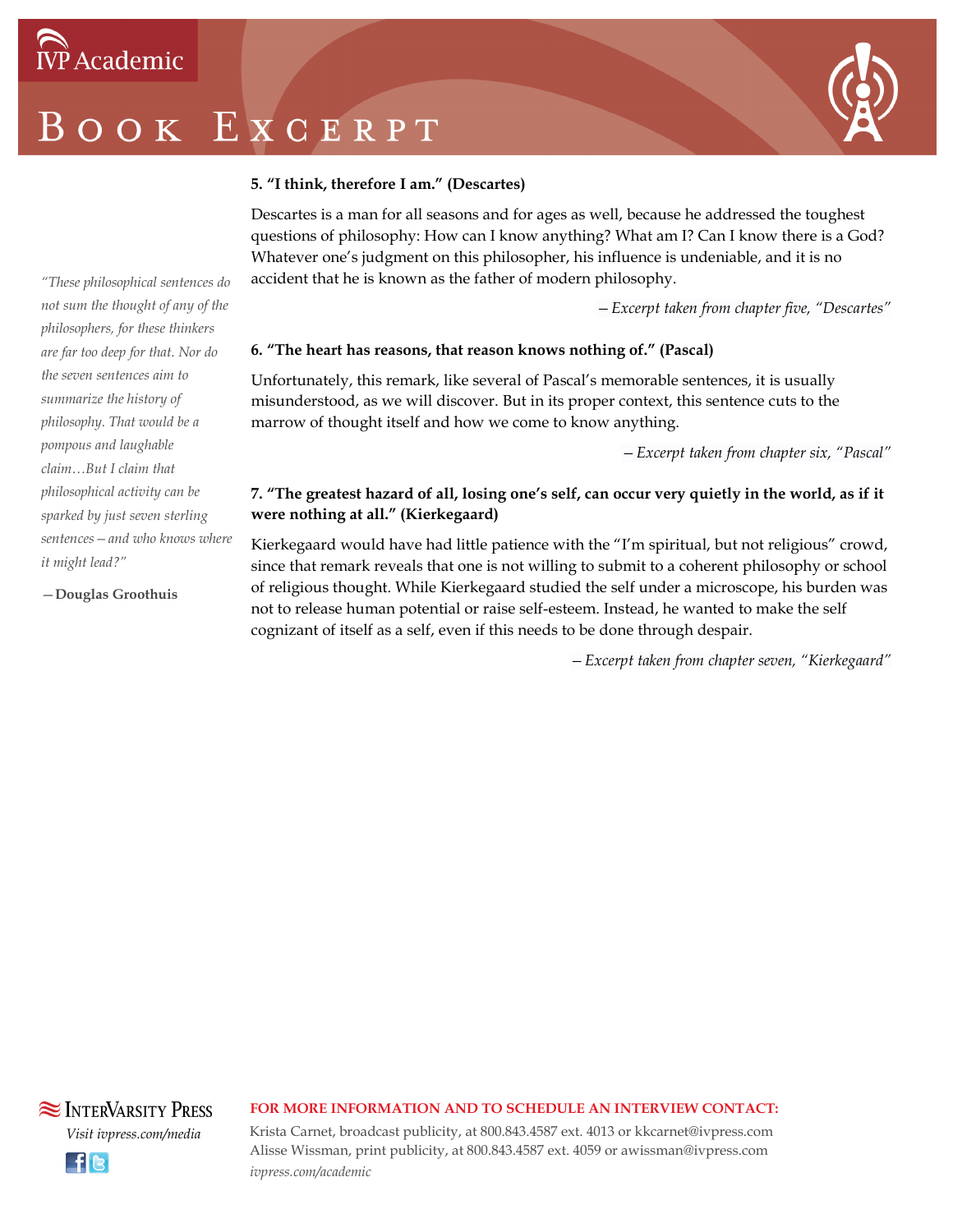**5. "I think, therefore I am." (Descartes)**

Descartes is a man for all seasons and for ages as well, because he addressed the toughest questions of philosophy: How can I know anything? What am I? Can I know there is a God? Whatever one's judgment on this philosopher, his influence is undeniable, and it is no accident that he is known as the father of modern philosophy.

*—Excerpt taken from chapter five, "Descartes"*

**6. "The heart has reasons, that reason knows nothing of." (Pascal)**

Unfortunately, this remark, like several of Pascal's memorable sentences, it is usually misunderstood, as we will discover. But in its proper context, this sentence cuts to the marrow of thought itself and how we come to know anything.

*—Excerpt taken from chapter six, "Pascal"*

**7. "The greatest hazard of all, losing one's self, can occur very quietly in the world, as if it were nothing at all." (Kierkegaard)**

Kierkegaard would have had little patience with the "I'm spiritual, but not religious" crowd, since that remark reveals that one is not willing to submit to a coherent philosophy or school of religious thought. While Kierkegaard studied the self under a microscope, his burden was not to release human potential or raise self-esteem. Instead, he wanted to make the self cognizant of itself as a self, even if this needs to be done through despair.

*—Excerpt taken from chapter seven, "Kierkegaard"*

*"These philosophical sentences do not sum the thought of any of the philosophers, for these thinkers are far too deep for that. Nor do the seven sentences aim to summarize the history of philosophy. That would be a pompous and laughable claim…But I claim that philosophical activity can be sparked by just seven sterling sentences—and who knows where it might lead?"*

**—Douglas Groothuis**

InterVarsity Press

*Visit ivpress.com/media*

**FOR MORE INFORMATION AND TO SCHEDULE AN INTERVIEW CONTACT:**

Krista Carnet, broadcast publicity, at 800.843.4587 ext. 4013 or kkcarnet@ivpress.com
Alisse Wissman, print publicity, at 800.843.4587 ext. 4059 or awissman@ivpress.com
*ivpress.com/academic*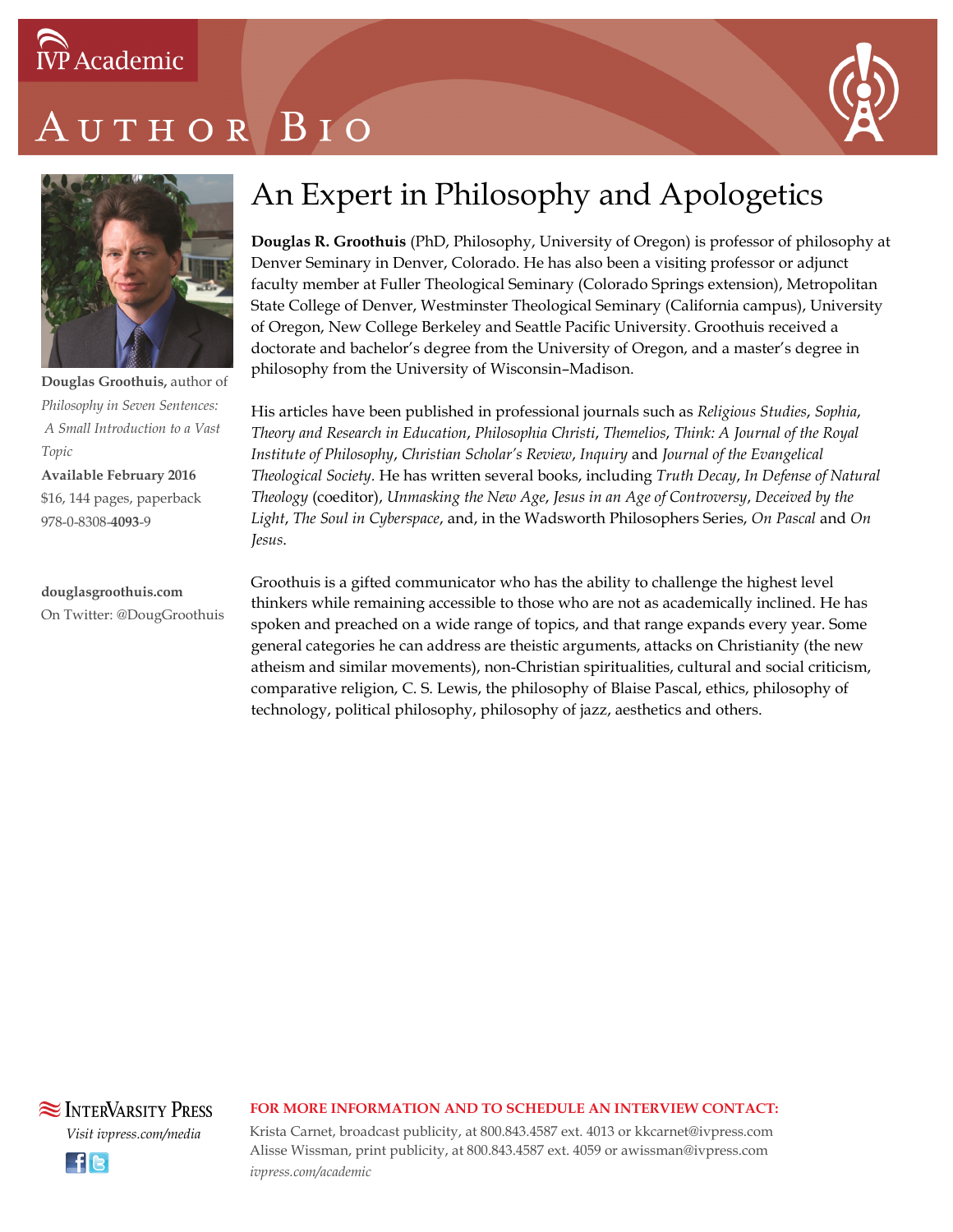IVP Academic

# Author Bio

Douglas Groothuis, author of *Philosophy in Seven Sentences: A Small Introduction to a Vast Topic*

**Available February 2016**

$16, 144 pages, paperback

978-0-8308-**4093**-9

**douglasgroothuis.com**

On Twitter: @DougGroothuis

## An Expert in Philosophy and Apologetics

**Douglas R. Groothuis** (PhD, Philosophy, University of Oregon) is professor of philosophy at Denver Seminary in Denver, Colorado. He has also been a visiting professor or adjunct faculty member at Fuller Theological Seminary (Colorado Springs extension), Metropolitan State College of Denver, Westminster Theological Seminary (California campus), University of Oregon, New College Berkeley and Seattle Pacific University. Groothuis received a doctorate and bachelor's degree from the University of Oregon, and a master's degree in philosophy from the University of Wisconsin–Madison.

His articles have been published in professional journals such as *Religious Studies*, *Sophia*, *Theory and Research in Education*, *Philosophia Christi*, *Themelios*, *Think: A Journal of the Royal Institute of Philosophy*, *Christian Scholar's Review*, *Inquiry* and *Journal of the Evangelical Theological Society*. He has written several books, including *Truth Decay*, *In Defense of Natural Theology* (coeditor), *Unmasking the New Age*, *Jesus in an Age of Controversy*, *Deceived by the Light*, *The Soul in Cyberspace*, and, in the Wadsworth Philosophers Series, *On Pascal* and *On Jesus*.

Groothuis is a gifted communicator who has the ability to challenge the highest level thinkers while remaining accessible to those who are not as academically inclined. He has spoken and preached on a wide range of topics, and that range expands every year. Some general categories he can address are theistic arguments, attacks on Christianity (the new atheism and similar movements), non-Christian spiritualities, cultural and social criticism, comparative religion, C. S. Lewis, the philosophy of Blaise Pascal, ethics, philosophy of technology, political philosophy, philosophy of jazz, aesthetics and others.

InterVarsity Press

*Visit ivpress.com/media*

**FOR MORE INFORMATION AND TO SCHEDULE AN INTERVIEW CONTACT:**

Krista Carnet, broadcast publicity, at 800.843.4587 ext. 4013 or kkcarnet@ivpress.com

Alisse Wissman, print publicity, at 800.843.4587 ext. 4059 or awissman@ivpress.com

*ivpress.com/academic*